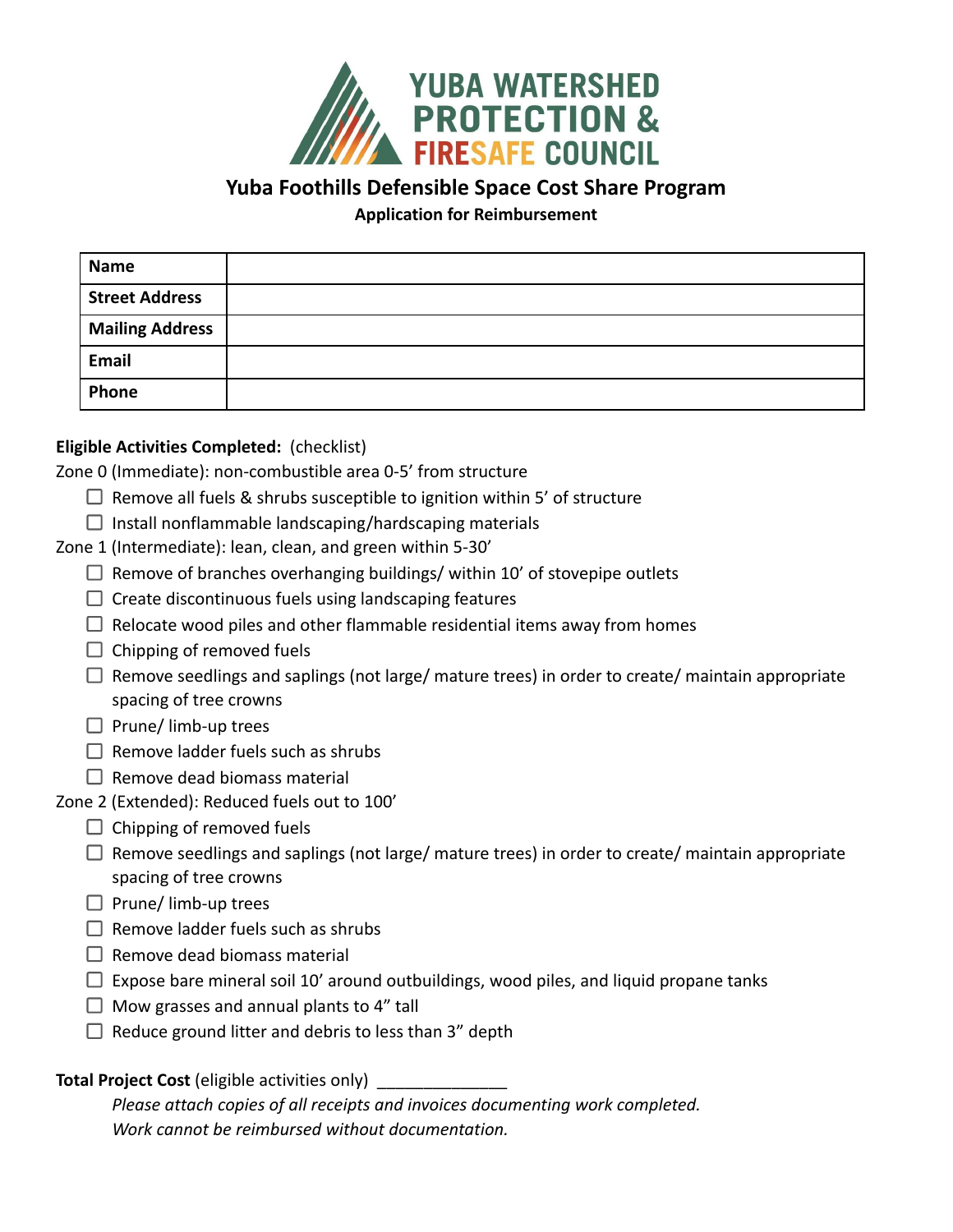YUBA WATERSHED PROTECTION & FIRESAFE COUNCIL

# Yuba Foothills Defensible Space Cost Share Program

## Application for Reimbursement

| Name | |
|---|---|
| Street Address | |
| Mailing Address | |
| Email | |
| Phone | |

**Eligible Activities Completed:** (checklist)

Zone 0 (Immediate): non-combustible area 0-5' from structure

- ☐ Remove all fuels & shrubs susceptible to ignition within 5' of structure
- ☐ Install nonflammable landscaping/hardscaping materials

Zone 1 (Intermediate): lean, clean, and green within 5-30'

- ☐ Remove of branches overhanging buildings/ within 10' of stovepipe outlets
- ☐ Create discontinuous fuels using landscaping features
- ☐ Relocate wood piles and other flammable residential items away from homes
- ☐ Chipping of removed fuels
- ☐ Remove seedlings and saplings (not large/ mature trees) in order to create/ maintain appropriate spacing of tree crowns
- ☐ Prune/ limb-up trees
- ☐ Remove ladder fuels such as shrubs
- ☐ Remove dead biomass material

Zone 2 (Extended): Reduced fuels out to 100'

- ☐ Chipping of removed fuels
- ☐ Remove seedlings and saplings (not large/ mature trees) in order to create/ maintain appropriate spacing of tree crowns
- ☐ Prune/ limb-up trees
- ☐ Remove ladder fuels such as shrubs
- ☐ Remove dead biomass material
- ☐ Expose bare mineral soil 10' around outbuildings, wood piles, and liquid propane tanks
- ☐ Mow grasses and annual plants to 4" tall
- ☐ Reduce ground litter and debris to less than 3" depth

**Total Project Cost** (eligible activities only) ______________

*Please attach copies of all receipts and invoices documenting work completed.*
*Work cannot be reimbursed without documentation.*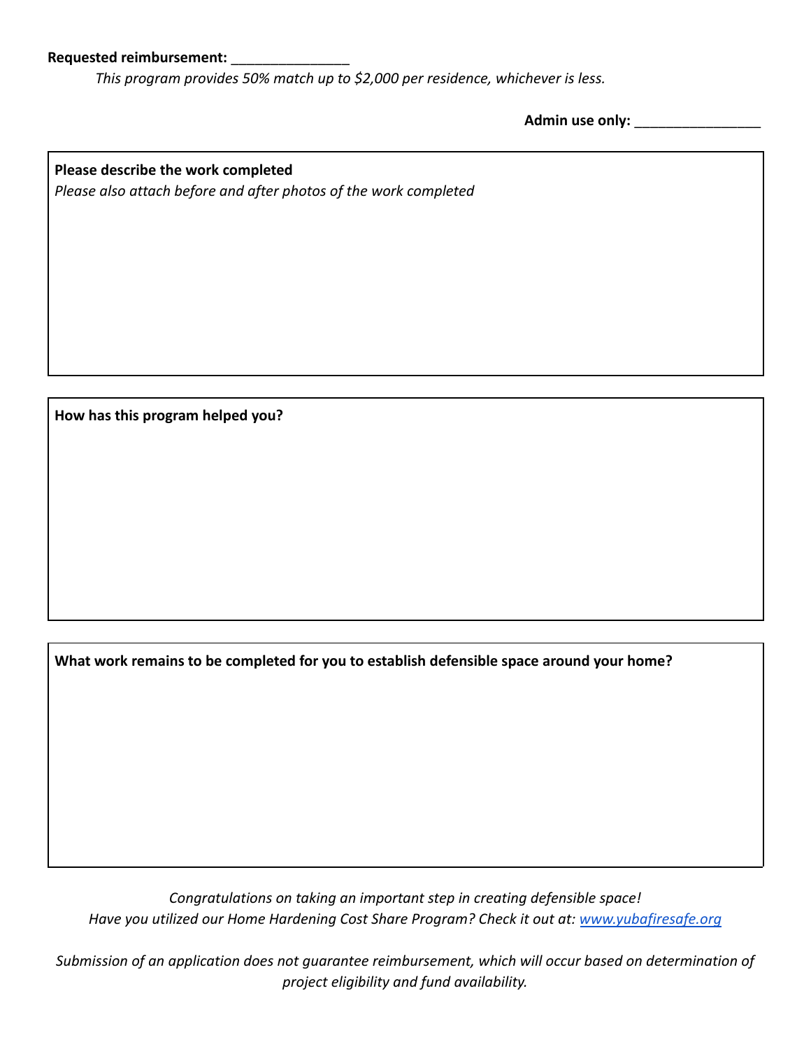**Requested reimbursement:** _______________

*This program provides 50% match up to $2,000 per residence, whichever is less.*

**Admin use only:** ________________

**Please describe the work completed**

*Please also attach before and after photos of the work completed*

**How has this program helped you?**

**What work remains to be completed for you to establish defensible space around your home?**

*Congratulations on taking an important step in creating defensible space!*

*Have you utilized our Home Hardening Cost Share Program? Check it out at: [www.yubafiresafe.org](http://www.yubafiresafe.org)*

*Submission of an application does not guarantee reimbursement, which will occur based on determination of project eligibility and fund availability.*